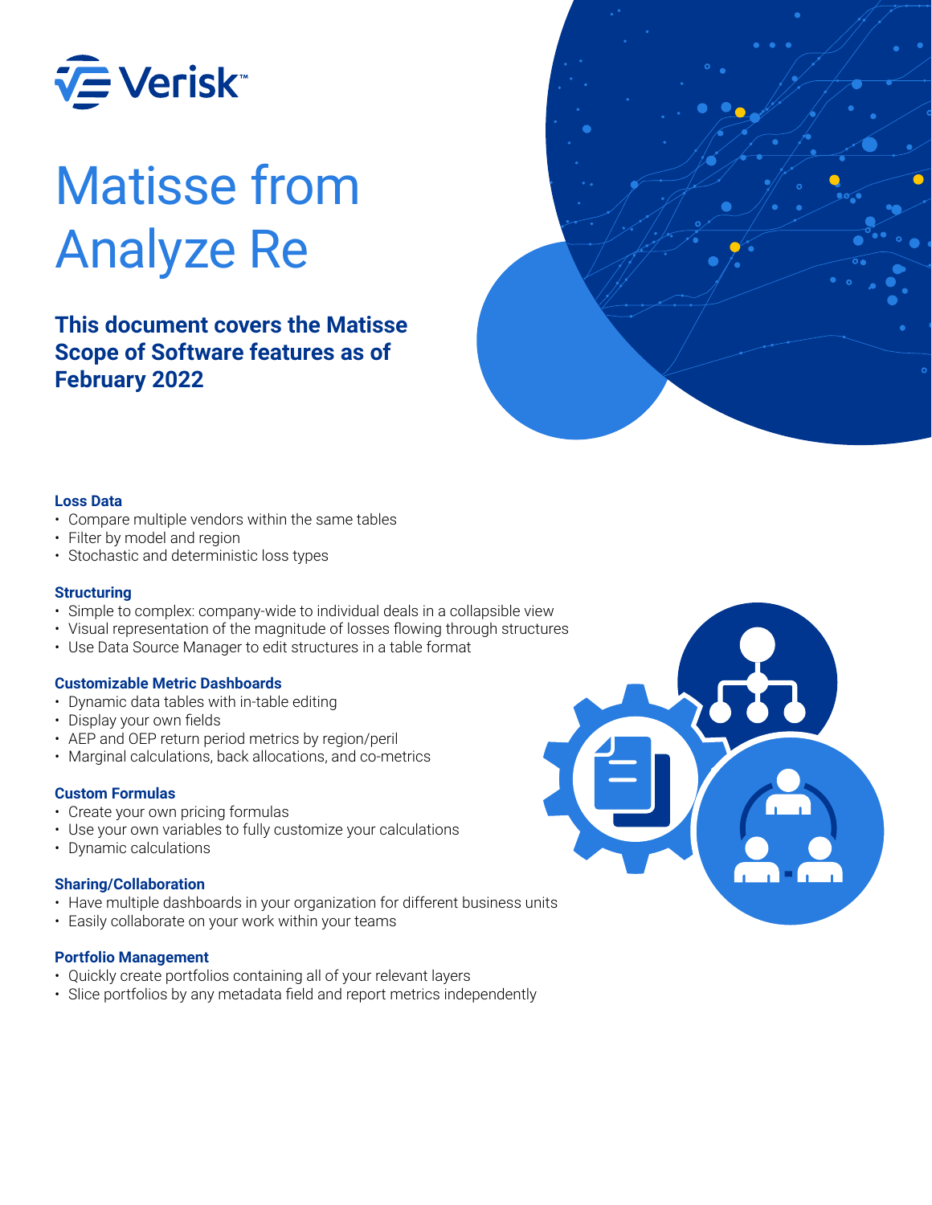Verisk

# Matisse from Analyze Re

**This document covers the Matisse Scope of Software features as of February 2022**

### Loss Data

- Compare multiple vendors within the same tables
- Filter by model and region
- Stochastic and deterministic loss types

### Structuring

- Simple to complex: company-wide to individual deals in a collapsible view
- Visual representation of the magnitude of losses flowing through structures
- Use Data Source Manager to edit structures in a table format

### Customizable Metric Dashboards

- Dynamic data tables with in-table editing
- Display your own fields
- AEP and OEP return period metrics by region/peril
- Marginal calculations, back allocations, and co-metrics

### Custom Formulas

- Create your own pricing formulas
- Use your own variables to fully customize your calculations
- Dynamic calculations

### Sharing/Collaboration

- Have multiple dashboards in your organization for different business units
- Easily collaborate on your work within your teams

### Portfolio Management

- Quickly create portfolios containing all of your relevant layers
- Slice portfolios by any metadata field and report metrics independently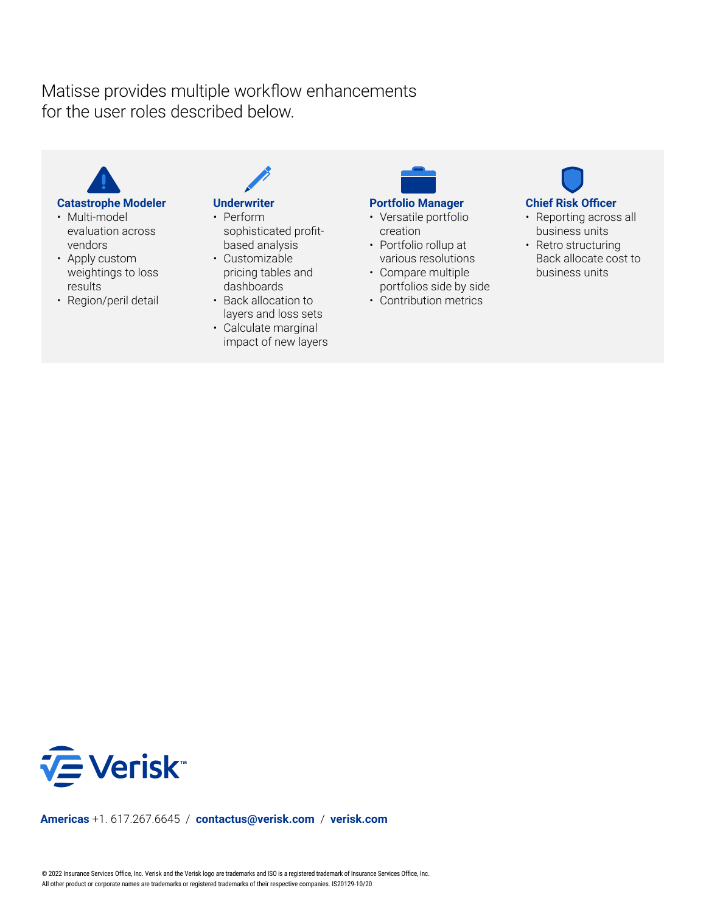Matisse provides multiple workflow enhancements for the user roles described below.

### Catastrophe Modeler

- Multi-model evaluation across vendors
- Apply custom weightings to loss results
- Region/peril detail

### Underwriter

- Perform sophisticated profit-based analysis
- Customizable pricing tables and dashboards
- Back allocation to layers and loss sets
- Calculate marginal impact of new layers

### Portfolio Manager

- Versatile portfolio creation
- Portfolio rollup at various resolutions
- Compare multiple portfolios side by side
- Contribution metrics

### Chief Risk Officer

- Reporting across all business units
- Retro structuring Back allocate cost to business units

Verisk™

**Americas** +1. 617.267.6645 / **contactus@verisk.com** / **verisk.com**

© 2022 Insurance Services Office, Inc. Verisk and the Verisk logo are trademarks and ISO is a registered trademark of Insurance Services Office, Inc.
All other product or corporate names are trademarks or registered trademarks of their respective companies. IS20129-10/20